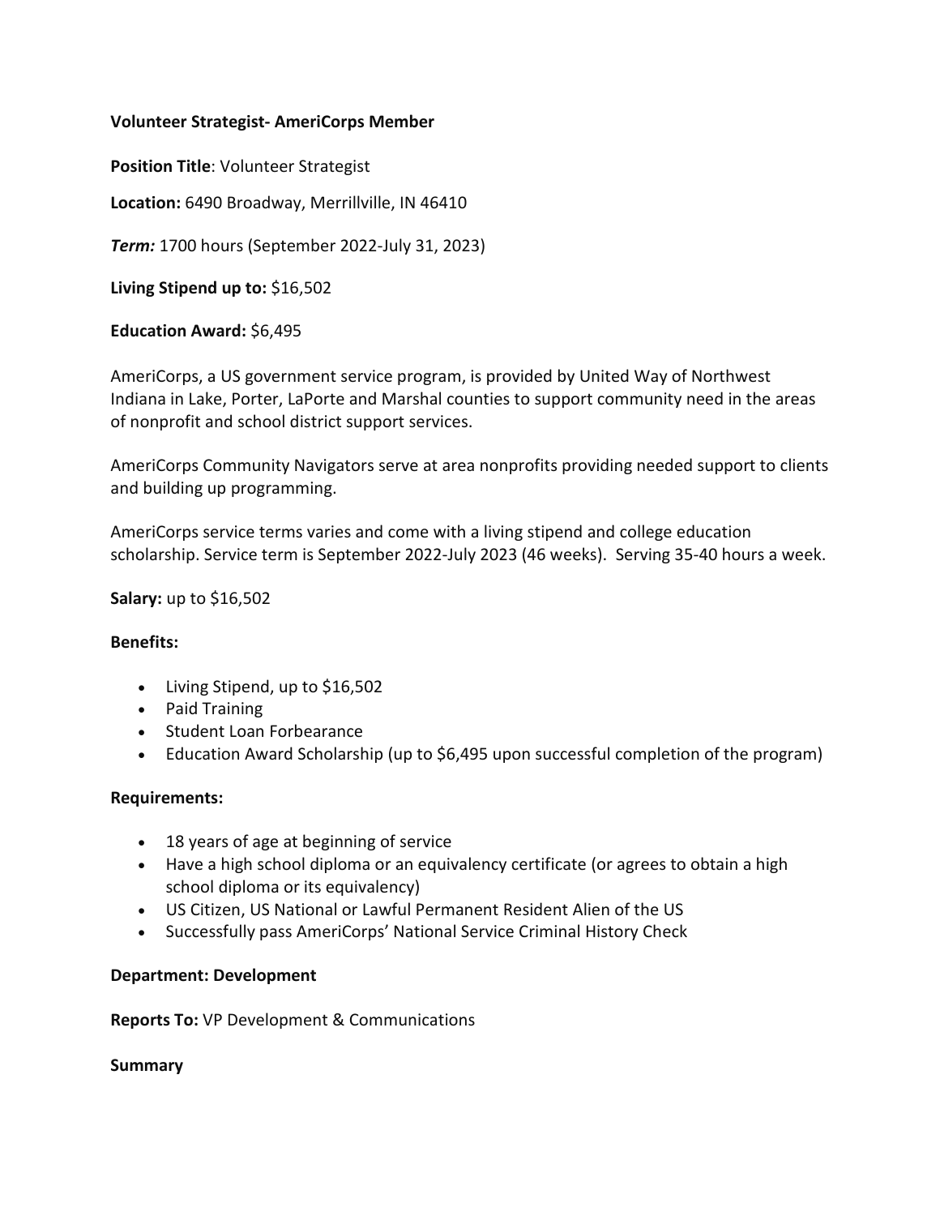**Volunteer Strategist- AmeriCorps Member**

**Position Title**: Volunteer Strategist

**Location:** 6490 Broadway, Merrillville, IN 46410

***Term:*** 1700 hours (September 2022-July 31, 2023)

**Living Stipend up to:** $16,502

**Education Award:** $6,495

AmeriCorps, a US government service program, is provided by United Way of Northwest Indiana in Lake, Porter, LaPorte and Marshal counties to support community need in the areas of nonprofit and school district support services.

AmeriCorps Community Navigators serve at area nonprofits providing needed support to clients and building up programming.

AmeriCorps service terms varies and come with a living stipend and college education scholarship. Service term is September 2022-July 2023 (46 weeks). Serving 35-40 hours a week.

**Salary:** up to $16,502

**Benefits:**

- Living Stipend, up to $16,502
- Paid Training
- Student Loan Forbearance
- Education Award Scholarship (up to $6,495 upon successful completion of the program)

**Requirements:**

- 18 years of age at beginning of service
- Have a high school diploma or an equivalency certificate (or agrees to obtain a high school diploma or its equivalency)
- US Citizen, US National or Lawful Permanent Resident Alien of the US
- Successfully pass AmeriCorps' National Service Criminal History Check

**Department: Development**

**Reports To:** VP Development & Communications

**Summary**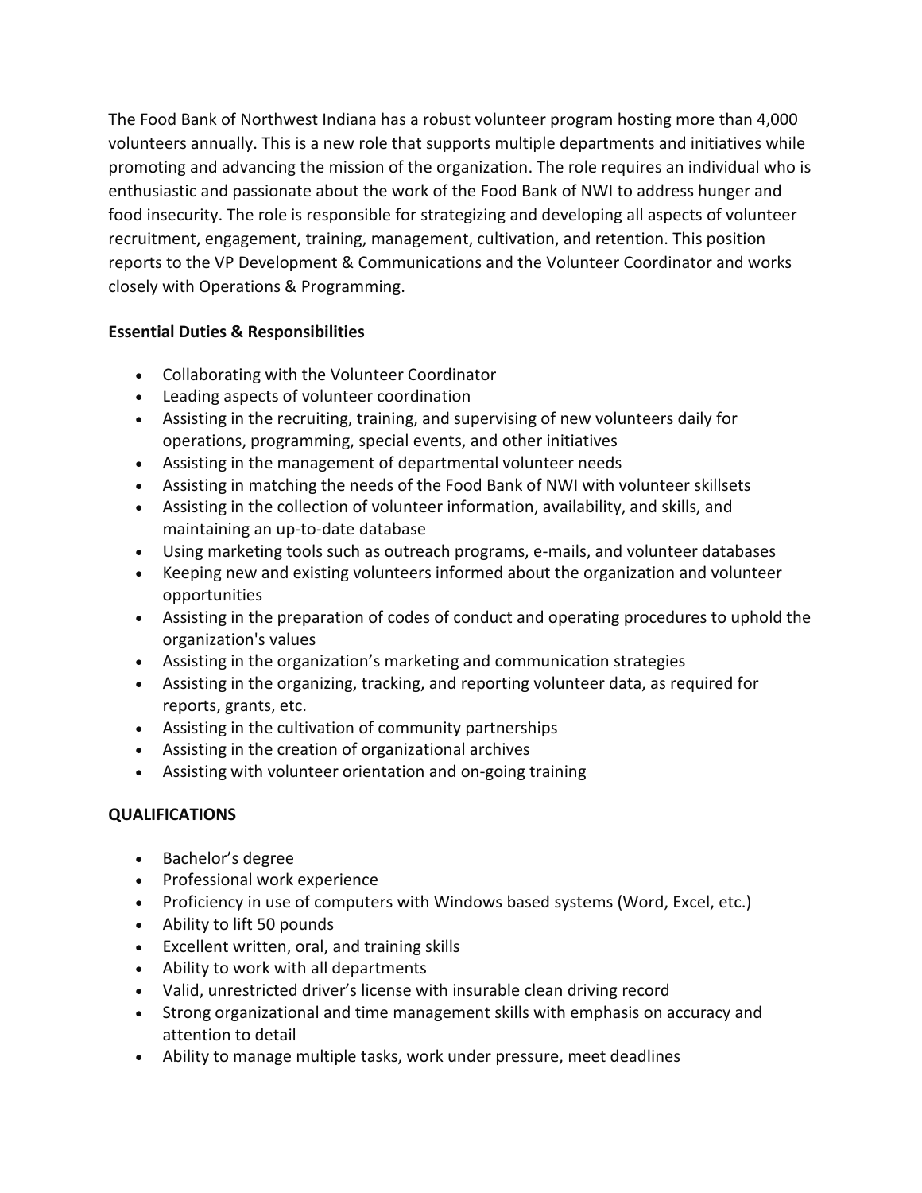The Food Bank of Northwest Indiana has a robust volunteer program hosting more than 4,000 volunteers annually. This is a new role that supports multiple departments and initiatives while promoting and advancing the mission of the organization. The role requires an individual who is enthusiastic and passionate about the work of the Food Bank of NWI to address hunger and food insecurity. The role is responsible for strategizing and developing all aspects of volunteer recruitment, engagement, training, management, cultivation, and retention. This position reports to the VP Development & Communications and the Volunteer Coordinator and works closely with Operations & Programming.

**Essential Duties & Responsibilities**

- Collaborating with the Volunteer Coordinator
- Leading aspects of volunteer coordination
- Assisting in the recruiting, training, and supervising of new volunteers daily for operations, programming, special events, and other initiatives
- Assisting in the management of departmental volunteer needs
- Assisting in matching the needs of the Food Bank of NWI with volunteer skillsets
- Assisting in the collection of volunteer information, availability, and skills, and maintaining an up-to-date database
- Using marketing tools such as outreach programs, e-mails, and volunteer databases
- Keeping new and existing volunteers informed about the organization and volunteer opportunities
- Assisting in the preparation of codes of conduct and operating procedures to uphold the organization's values
- Assisting in the organization's marketing and communication strategies
- Assisting in the organizing, tracking, and reporting volunteer data, as required for reports, grants, etc.
- Assisting in the cultivation of community partnerships
- Assisting in the creation of organizational archives
- Assisting with volunteer orientation and on-going training

**QUALIFICATIONS**

- Bachelor's degree
- Professional work experience
- Proficiency in use of computers with Windows based systems (Word, Excel, etc.)
- Ability to lift 50 pounds
- Excellent written, oral, and training skills
- Ability to work with all departments
- Valid, unrestricted driver's license with insurable clean driving record
- Strong organizational and time management skills with emphasis on accuracy and attention to detail
- Ability to manage multiple tasks, work under pressure, meet deadlines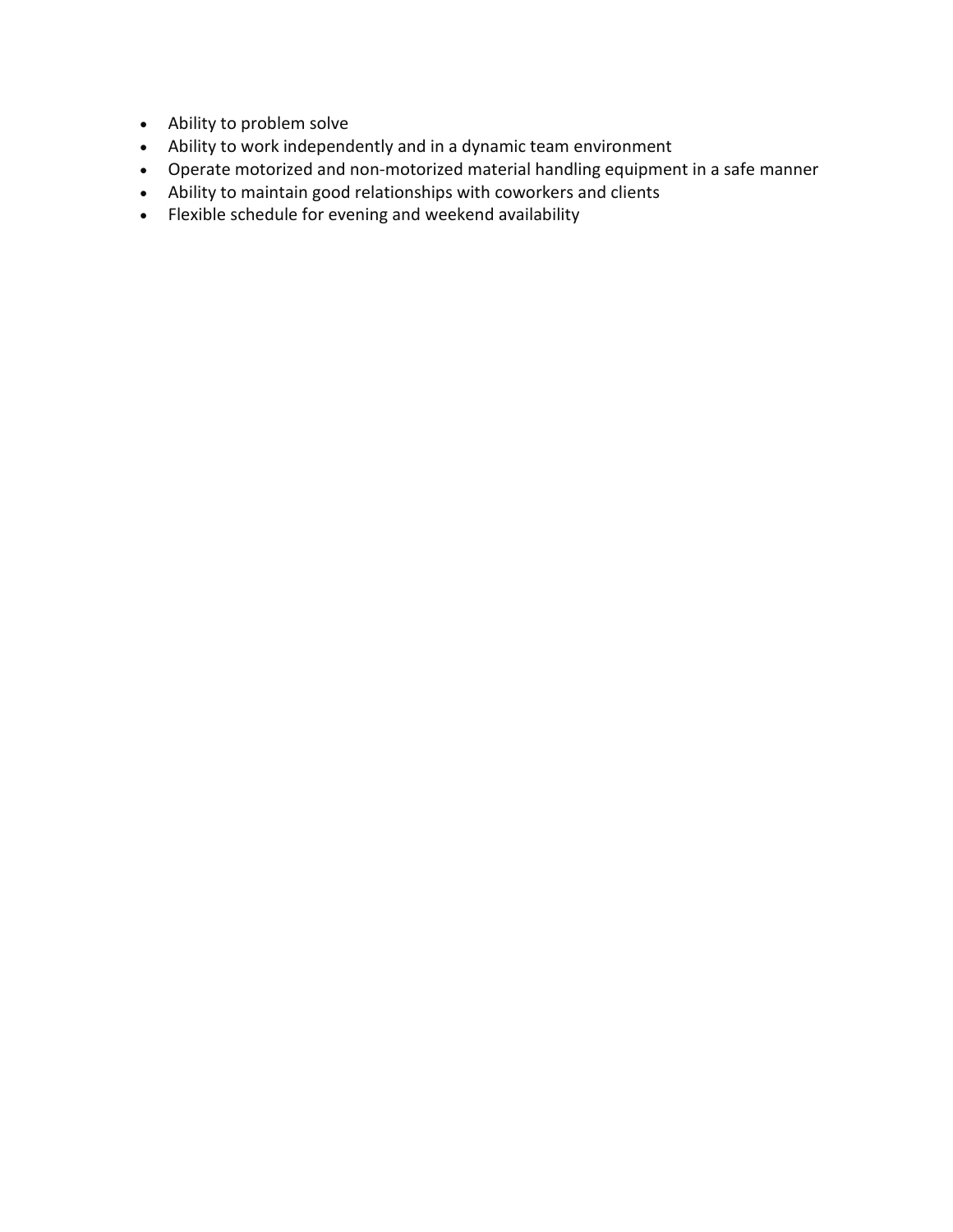- Ability to problem solve
- Ability to work independently and in a dynamic team environment
- Operate motorized and non-motorized material handling equipment in a safe manner
- Ability to maintain good relationships with coworkers and clients
- Flexible schedule for evening and weekend availability